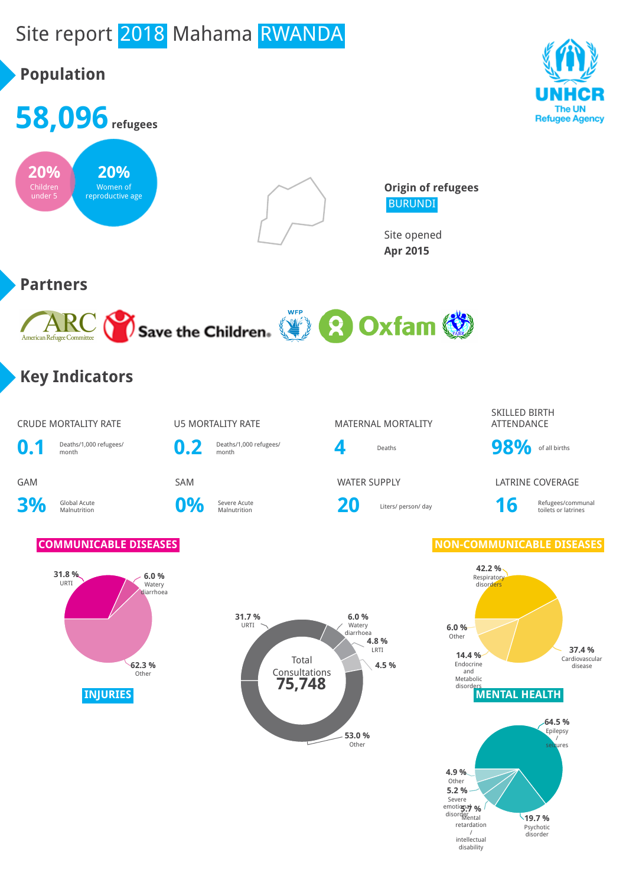# Site report 2018 Mahama RWANDA

## Population

**58,096** refugees

20% Children under 5

20% Women of reproductive age

**Origin of refugees**
BURUNDI

Site opened
**Apr 2015**

## Partners

## Key Indicators

CRUDE MORTALITY RATE
**0.1** Deaths/1,000 refugees/month

U5 MORTALITY RATE
**0.2** Deaths/1,000 refugees/month

MATERNAL MORTALITY
**4** Deaths

SKILLED BIRTH ATTENDANCE
**98%** of all births

GAM
**3%** Global Acute Malnutrition

SAM
**0%** Severe Acute Malnutrition

WATER SUPPLY
**20** Liters/ person/ day

LATRINE COVERAGE
**16** Refugees/communal toilets or latrines

### COMMUNICABLE DISEASES

31.8 % URTI
6.0 % Watery diarrhoea
62.3 % Other

### INJURIES

Total Consultations
**75,748**

31.7 % URTI
6.0 % Watery diarrhoea
4.8 % LRTI
4.5 %
53.0 % Other

### NON-COMMUNICABLE DISEASES

42.2 % Respiratory disorders
6.0 % Other
14.4 % Endocrine and Metabolic disorders
37.4 % Cardiovascular disease

### MENTAL HEALTH

64.5 % Epilepsy / seizures
4.9 % Other
5.2 % Severe emotional disorder
5.7 % Mental retardation / intellectual disability
19.7 % Psychotic disorder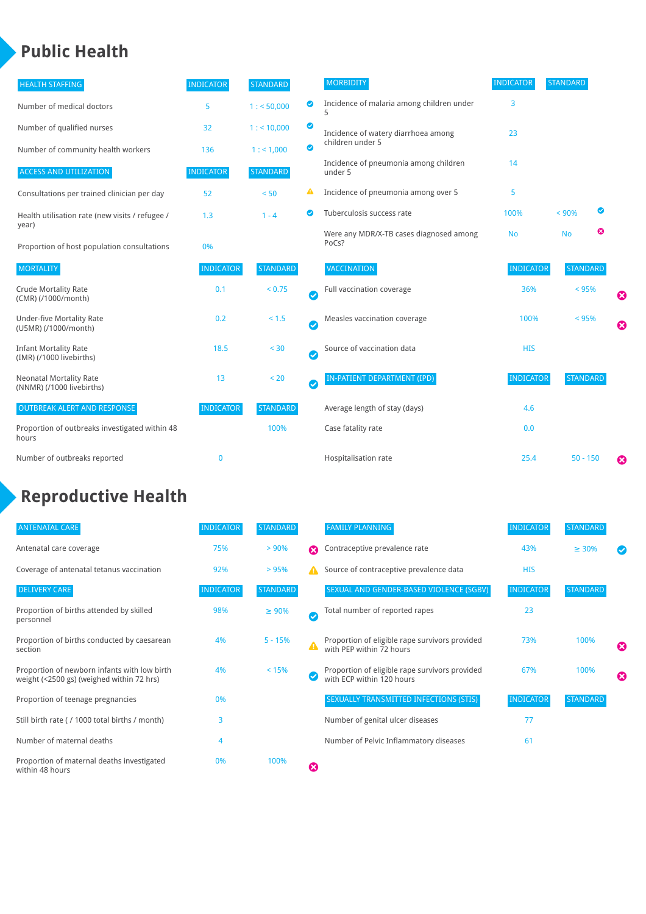# Public Health

| HEALTH STAFFING | INDICATOR | STANDARD | |
|---|---|---|---|
| Number of medical doctors | 5 | 1 : < 50,000 | ✔ |
| Number of qualified nurses | 32 | 1 : < 10,000 | ✔ |
| Number of community health workers | 136 | 1 : < 1,000 | ✔ |

| ACCESS AND UTILIZATION | INDICATOR | STANDARD | |
|---|---|---|---|
| Consultations per trained clinician per day | 52 | < 50 | ⚠ |
| Health utilisation rate (new visits / refugee / year) | 1.3 | 1 - 4 | ✔ |
| Proportion of host population consultations | 0% | | |

| MORTALITY | INDICATOR | STANDARD | |
|---|---|---|---|
| Crude Mortality Rate (CMR) (/1000/month) | 0.1 | < 0.75 | ✔ |
| Under-five Mortality Rate (U5MR) (/1000/month) | 0.2 | < 1.5 | ✔ |
| Infant Mortality Rate (IMR) (/1000 livebirths) | 18.5 | < 30 | ✔ |
| Neonatal Mortality Rate (NNMR) (/1000 livebirths) | 13 | < 20 | ✔ |

| OUTBREAK ALERT AND RESPONSE | INDICATOR | STANDARD | |
|---|---|---|---|
| Proportion of outbreaks investigated within 48 hours | | 100% | |
| Number of outbreaks reported | 0 | | |

| MORBIDITY | INDICATOR | STANDARD | |
|---|---|---|---|
| Incidence of malaria among children under 5 | 3 | | |
| Incidence of watery diarrhoea among children under 5 | 23 | | |
| Incidence of pneumonia among children under 5 | 14 | | |
| Incidence of pneumonia among over 5 | 5 | | |
| Tuberculosis success rate | 100% | < 90% | ✔ |
| Were any MDR/X-TB cases diagnosed among PoCs? | No | No | ✖ |

| VACCINATION | INDICATOR | STANDARD | |
|---|---|---|---|
| Full vaccination coverage | 36% | < 95% | ✖ |
| Measles vaccination coverage | 100% | < 95% | ✖ |
| Source of vaccination data | HIS | | |

| IN-PATIENT DEPARTMENT (IPD) | INDICATOR | STANDARD | |
|---|---|---|---|
| Average length of stay (days) | 4.6 | | |
| Case fatality rate | 0.0 | | |
| Hospitalisation rate | 25.4 | 50 - 150 | ✖ |

# Reproductive Health

| ANTENATAL CARE | INDICATOR | STANDARD | |
|---|---|---|---|
| Antenatal care coverage | 75% | > 90% | ✖ |
| Coverage of antenatal tetanus vaccination | 92% | > 95% | ⚠ |

| DELIVERY CARE | INDICATOR | STANDARD | |
|---|---|---|---|
| Proportion of births attended by skilled personnel | 98% | ≥ 90% | ✔ |
| Proportion of births conducted by caesarean section | 4% | 5 - 15% | ⚠ |
| Proportion of newborn infants with low birth weight (<2500 gs) (weighed within 72 hrs) | 4% | < 15% | ✔ |
| Proportion of teenage pregnancies | 0% | | |
| Still birth rate ( / 1000 total births / month) | 3 | | |
| Number of maternal deaths | 4 | | |
| Proportion of maternal deaths investigated within 48 hours | 0% | 100% | ✖ |

| FAMILY PLANNING | INDICATOR | STANDARD | |
|---|---|---|---|
| Contraceptive prevalence rate | 43% | ≥ 30% | ✔ |
| Source of contraceptive prevalence data | HIS | | |

| SEXUAL AND GENDER-BASED VIOLENCE (SGBV) | INDICATOR | STANDARD | |
|---|---|---|---|
| Total number of reported rapes | 23 | | |
| Proportion of eligible rape survivors provided with PEP within 72 hours | 73% | 100% | ✖ |
| Proportion of eligible rape survivors provided with ECP within 120 hours | 67% | 100% | ✖ |

| SEXUALLY TRANSMITTED INFECTIONS (STIS) | INDICATOR | STANDARD |
|---|---|---|
| Number of genital ulcer diseases | 77 | |
| Number of Pelvic Inflammatory diseases | 61 | |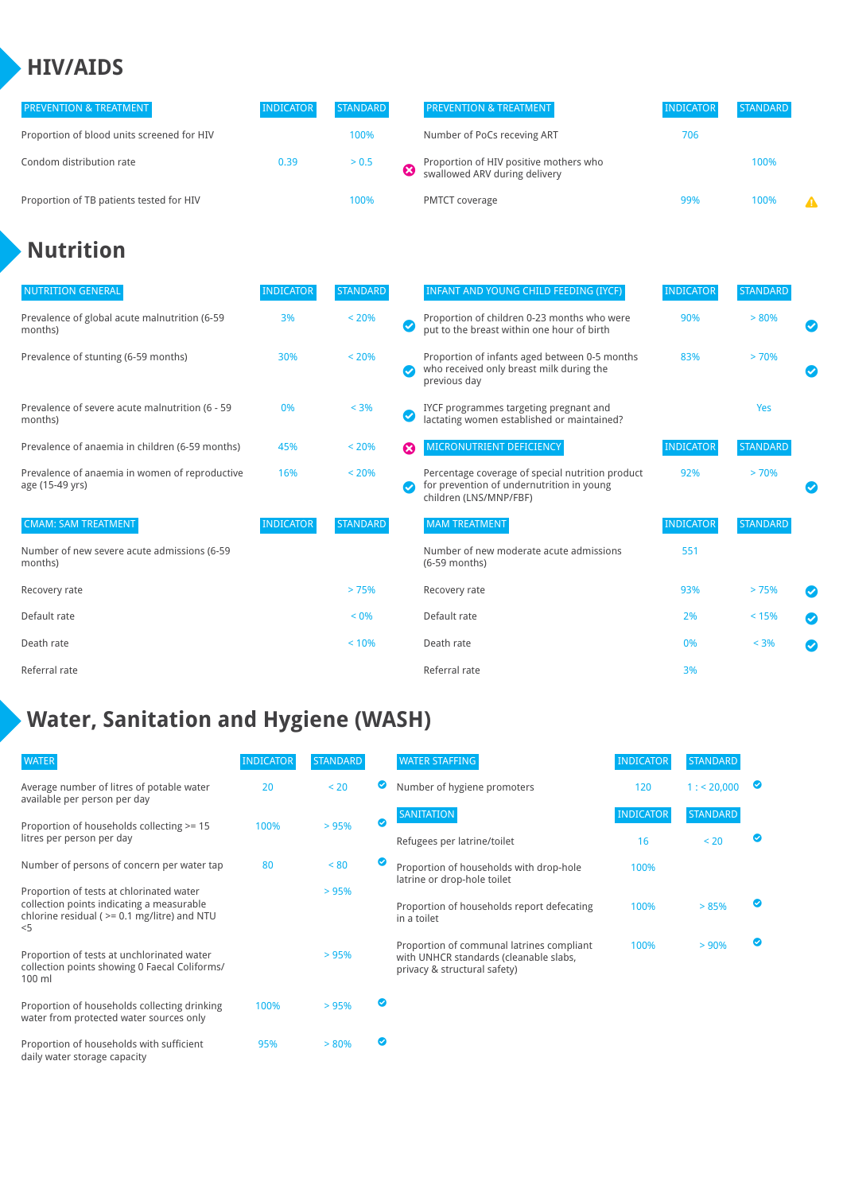# HIV/AIDS

| PREVENTION & TREATMENT | INDICATOR | STANDARD |
|---|---|---|
| Proportion of blood units screened for HIV | | 100% |
| Condom distribution rate | 0.39 | > 0.5 |
| Proportion of TB patients tested for HIV | | 100% |

| PREVENTION & TREATMENT | INDICATOR | STANDARD |
|---|---|---|
| Number of PoCs receving ART | 706 | |
| Proportion of HIV positive mothers who swallowed ARV during delivery | | 100% |
| PMTCT coverage | 99% | 100% |

# Nutrition

| NUTRITION GENERAL | INDICATOR | STANDARD |
|---|---|---|
| Prevalence of global acute malnutrition (6-59 months) | 3% | < 20% |
| Prevalence of stunting (6-59 months) | 30% | < 20% |
| Prevalence of severe acute malnutrition (6 - 59 months) | 0% | < 3% |
| Prevalence of anaemia in children (6-59 months) | 45% | < 20% |
| Prevalence of anaemia in women of reproductive age (15-49 yrs) | 16% | < 20% |

| INFANT AND YOUNG CHILD FEEDING (IYCF) | INDICATOR | STANDARD |
|---|---|---|
| Proportion of children 0-23 months who were put to the breast within one hour of birth | 90% | > 80% |
| Proportion of infants aged between 0-5 months who received only breast milk during the previous day | 83% | > 70% |
| IYCF programmes targeting pregnant and lactating women established or maintained? | | Yes |

| MICRONUTRIENT DEFICIENCY | INDICATOR | STANDARD |
|---|---|---|
| Percentage coverage of special nutrition product for prevention of undernutrition in young children (LNS/MNP/FBF) | 92% | > 70% |

| CMAM: SAM TREATMENT | INDICATOR | STANDARD |
|---|---|---|
| Number of new severe acute admissions (6-59 months) | | |
| Recovery rate | | > 75% |
| Default rate | | < 0% |
| Death rate | | < 10% |
| Referral rate | | |

| MAM TREATMENT | INDICATOR | STANDARD |
|---|---|---|
| Number of new moderate acute admissions (6-59 months) | 551 | |
| Recovery rate | 93% | > 75% |
| Default rate | 2% | < 15% |
| Death rate | 0% | < 3% |
| Referral rate | 3% | |

# Water, Sanitation and Hygiene (WASH)

| WATER | INDICATOR | STANDARD |
|---|---|---|
| Average number of litres of potable water available per person per day | 20 | < 20 |
| Proportion of households collecting >= 15 litres per person per day | 100% | > 95% |
| Number of persons of concern per water tap | 80 | < 80 |
| Proportion of tests at chlorinated water collection points indicating a measurable chlorine residual ( >= 0.1 mg/litre) and NTU <5 | | > 95% |
| Proportion of tests at unchlorinated water collection points showing 0 Faecal Coliforms/ 100 ml | | > 95% |
| Proportion of households collecting drinking water from protected water sources only | 100% | > 95% |
| Proportion of households with sufficient daily water storage capacity | 95% | > 80% |

| WATER STAFFING | INDICATOR | STANDARD |
|---|---|---|
| Number of hygiene promoters | 120 | 1 : < 20,000 |

| SANITATION | INDICATOR | STANDARD |
|---|---|---|
| Refugees per latrine/toilet | 16 | < 20 |
| Proportion of households with drop-hole latrine or drop-hole toilet | 100% | |
| Proportion of households report defecating in a toilet | 100% | > 85% |
| Proportion of communal latrines compliant with UNHCR standards (cleanable slabs, privacy & structural safety) | 100% | > 90% |